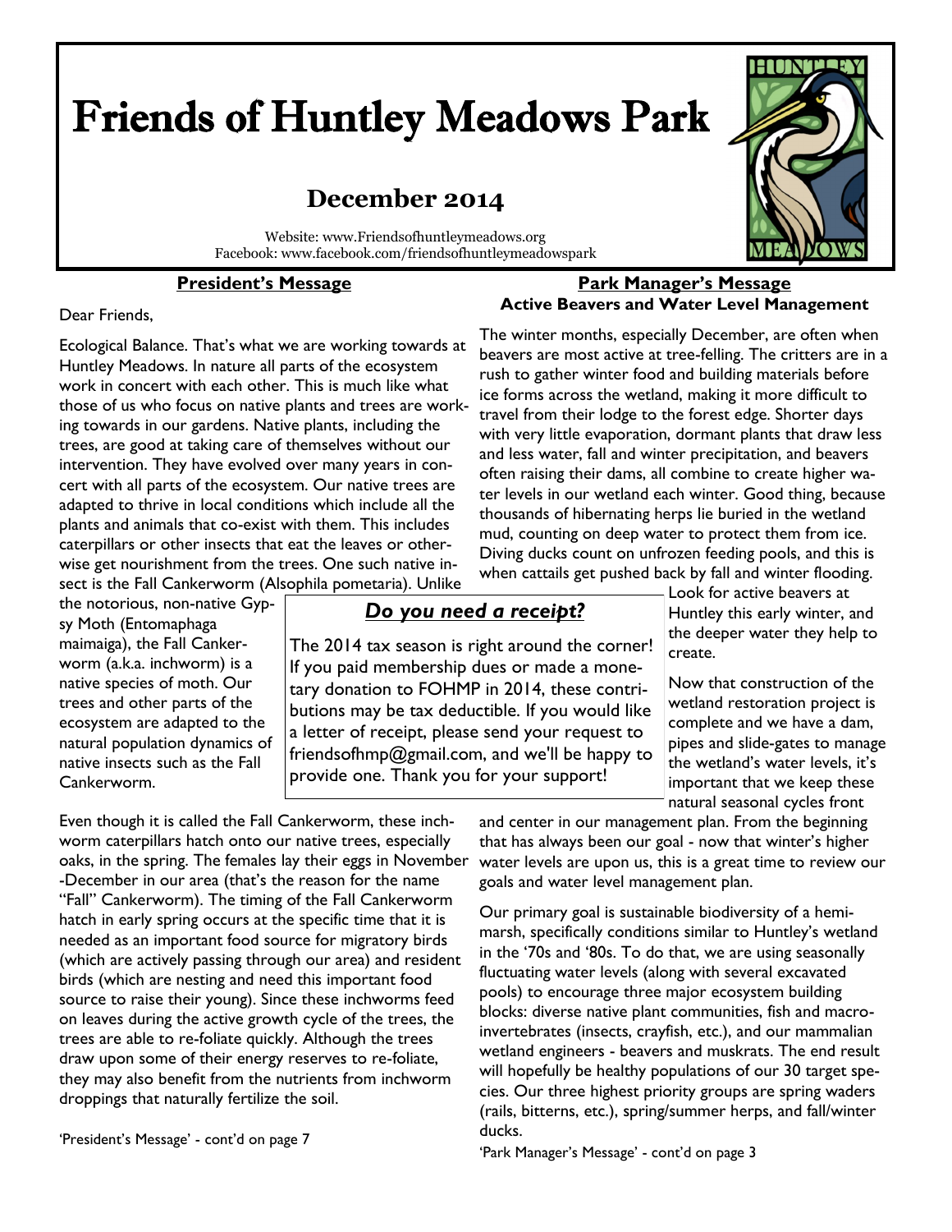# Friends of Huntley Meadows Park

## December 2014

Website: www.Friendsofhuntleymeadows.org
Facebook: www.facebook.com/friendsofhuntleymeadowspark

### President's Message

Dear Friends,

Ecological Balance. That's what we are working towards at Huntley Meadows. In nature all parts of the ecosystem work in concert with each other. This is much like what those of us who focus on native plants and trees are working towards in our gardens. Native plants, including the trees, are good at taking care of themselves without our intervention. They have evolved over many years in concert with all parts of the ecosystem. Our native trees are adapted to thrive in local conditions which include all the plants and animals that co-exist with them. This includes caterpillars or other insects that eat the leaves or otherwise get nourishment from the trees. One such native insect is the Fall Cankerworm (Alsophila pometaria). Unlike the notorious, non-native Gypsy Moth (Entomaphaga maimaiga), the Fall Cankerworm (a.k.a. inchworm) is a native species of moth. Our trees and other parts of the ecosystem are adapted to the natural population dynamics of native insects such as the Fall Cankerworm.

Even though it is called the Fall Cankerworm, these inchworm caterpillars hatch onto our native trees, especially oaks, in the spring. The females lay their eggs in November-December in our area (that's the reason for the name "Fall" Cankerworm). The timing of the Fall Cankerworm hatch in early spring occurs at the specific time that it is needed as an important food source for migratory birds (which are actively passing through our area) and resident birds (which are nesting and need this important food source to raise their young). Since these inchworms feed on leaves during the active growth cycle of the trees, the trees are able to re-foliate quickly. Although the trees draw upon some of their energy reserves to re-foliate, they may also benefit from the nutrients from inchworm droppings that naturally fertilize the soil.

'President's Message' - cont'd on page 7

### *Do you need a receipt?*

The 2014 tax season is right around the corner! If you paid membership dues or made a monetary donation to FOHMP in 2014, these contributions may be tax deductible. If you would like a letter of receipt, please send your request to friendsofhmp@gmail.com, and we'll be happy to provide one. Thank you for your support!

### Park Manager's Message

**Active Beavers and Water Level Management**

The winter months, especially December, are often when beavers are most active at tree-felling. The critters are in a rush to gather winter food and building materials before ice forms across the wetland, making it more difficult to travel from their lodge to the forest edge. Shorter days with very little evaporation, dormant plants that draw less and less water, fall and winter precipitation, and beavers often raising their dams, all combine to create higher water levels in our wetland each winter. Good thing, because thousands of hibernating herps lie buried in the wetland mud, counting on deep water to protect them from ice. Diving ducks count on unfrozen feeding pools, and this is when cattails get pushed back by fall and winter flooding. Look for active beavers at Huntley this early winter, and the deeper water they help to create.

Now that construction of the wetland restoration project is complete and we have a dam, pipes and slide-gates to manage the wetland's water levels, it's important that we keep these natural seasonal cycles front and center in our management plan. From the beginning that has always been our goal - now that winter's higher water levels are upon us, this is a great time to review our goals and water level management plan.

Our primary goal is sustainable biodiversity of a hemi-marsh, specifically conditions similar to Huntley's wetland in the '70s and '80s. To do that, we are using seasonally fluctuating water levels (along with several excavated pools) to encourage three major ecosystem building blocks: diverse native plant communities, fish and macro-invertebrates (insects, crayfish, etc.), and our mammalian wetland engineers - beavers and muskrats. The end result will hopefully be healthy populations of our 30 target species. Our three highest priority groups are spring waders (rails, bitterns, etc.), spring/summer herps, and fall/winter ducks.

'Park Manager's Message' - cont'd on page 3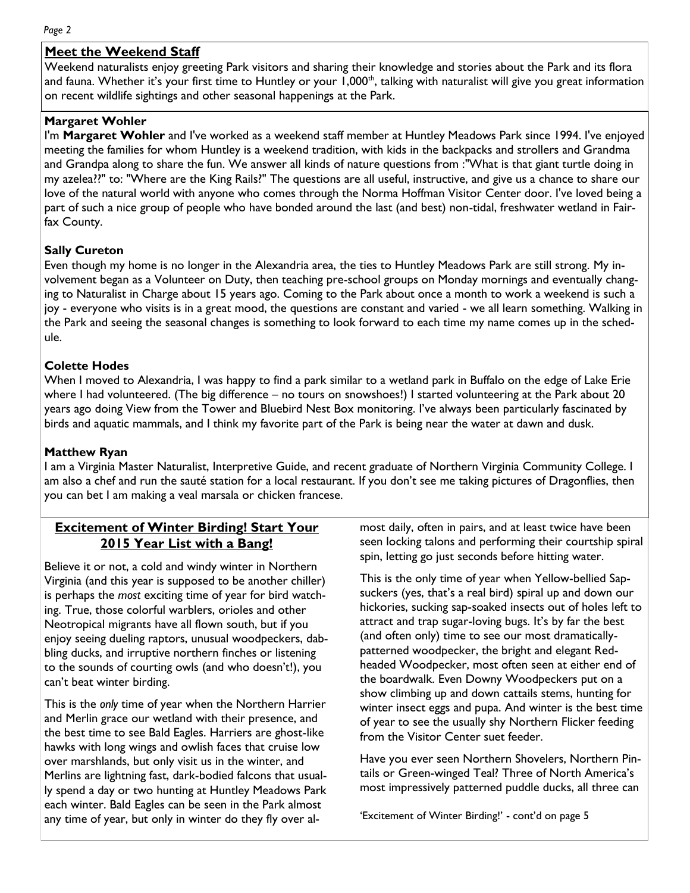## Meet the Weekend Staff

Weekend naturalists enjoy greeting Park visitors and sharing their knowledge and stories about the Park and its flora and fauna. Whether it's your first time to Huntley or your 1,000th, talking with naturalist will give you great information on recent wildlife sightings and other seasonal happenings at the Park.

**Margaret Wohler**

I'm **Margaret Wohler** and I've worked as a weekend staff member at Huntley Meadows Park since 1994. I've enjoyed meeting the families for whom Huntley is a weekend tradition, with kids in the backpacks and strollers and Grandma and Grandpa along to share the fun. We answer all kinds of nature questions from :"What is that giant turtle doing in my azelea??" to: "Where are the King Rails?" The questions are all useful, instructive, and give us a chance to share our love of the natural world with anyone who comes through the Norma Hoffman Visitor Center door. I've loved being a part of such a nice group of people who have bonded around the last (and best) non-tidal, freshwater wetland in Fairfax County.

**Sally Cureton**

Even though my home is no longer in the Alexandria area, the ties to Huntley Meadows Park are still strong. My involvement began as a Volunteer on Duty, then teaching pre-school groups on Monday mornings and eventually changing to Naturalist in Charge about 15 years ago. Coming to the Park about once a month to work a weekend is such a joy - everyone who visits is in a great mood, the questions are constant and varied - we all learn something. Walking in the Park and seeing the seasonal changes is something to look forward to each time my name comes up in the schedule.

**Colette Hodes**

When I moved to Alexandria, I was happy to find a park similar to a wetland park in Buffalo on the edge of Lake Erie where I had volunteered. (The big difference – no tours on snowshoes!) I started volunteering at the Park about 20 years ago doing View from the Tower and Bluebird Nest Box monitoring. I've always been particularly fascinated by birds and aquatic mammals, and I think my favorite part of the Park is being near the water at dawn and dusk.

**Matthew Ryan**

I am a Virginia Master Naturalist, Interpretive Guide, and recent graduate of Northern Virginia Community College. I am also a chef and run the sauté station for a local restaurant. If you don't see me taking pictures of Dragonflies, then you can bet I am making a veal marsala or chicken francese.

## Excitement of Winter Birding! Start Your 2015 Year List with a Bang!

Believe it or not, a cold and windy winter in Northern Virginia (and this year is supposed to be another chiller) is perhaps the *most* exciting time of year for bird watching. True, those colorful warblers, orioles and other Neotropical migrants have all flown south, but if you enjoy seeing dueling raptors, unusual woodpeckers, dabbling ducks, and irruptive northern finches or listening to the sounds of courting owls (and who doesn't!), you can't beat winter birding.

This is the *only* time of year when the Northern Harrier and Merlin grace our wetland with their presence, and the best time to see Bald Eagles. Harriers are ghost-like hawks with long wings and owlish faces that cruise low over marshlands, but only visit us in the winter, and Merlins are lightning fast, dark-bodied falcons that usually spend a day or two hunting at Huntley Meadows Park each winter. Bald Eagles can be seen in the Park almost any time of year, but only in winter do they fly over almost daily, often in pairs, and at least twice have been seen locking talons and performing their courtship spiral spin, letting go just seconds before hitting water.

This is the only time of year when Yellow-bellied Sapsuckers (yes, that's a real bird) spiral up and down our hickories, sucking sap-soaked insects out of holes left to attract and trap sugar-loving bugs. It's by far the best (and often only) time to see our most dramatically-patterned woodpecker, the bright and elegant Red-headed Woodpecker, most often seen at either end of the boardwalk. Even Downy Woodpeckers put on a show climbing up and down cattails stems, hunting for winter insect eggs and pupa. And winter is the best time of year to see the usually shy Northern Flicker feeding from the Visitor Center suet feeder.

Have you ever seen Northern Shovelers, Northern Pintails or Green-winged Teal? Three of North America's most impressively patterned puddle ducks, all three can

'Excitement of Winter Birding!' - cont'd on page 5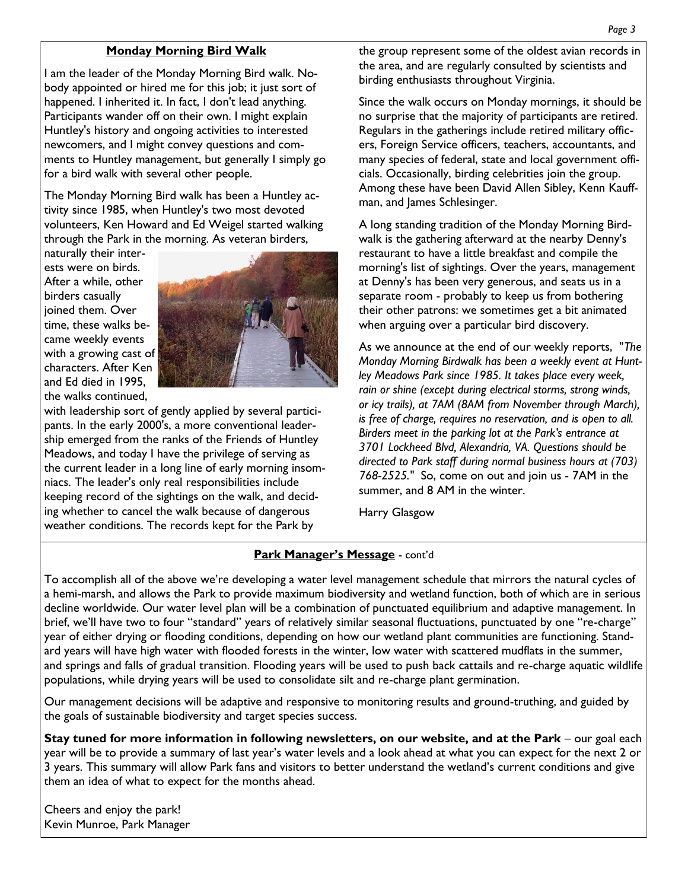## Monday Morning Bird Walk

I am the leader of the Monday Morning Bird walk. Nobody appointed or hired me for this job; it just sort of happened. I inherited it. In fact, I don't lead anything. Participants wander off on their own. I might explain Huntley's history and ongoing activities to interested newcomers, and I might convey questions and comments to Huntley management, but generally I simply go for a bird walk with several other people.

The Monday Morning Bird walk has been a Huntley activity since 1985, when Huntley's two most devoted volunteers, Ken Howard and Ed Weigel started walking through the Park in the morning. As veteran birders, naturally their interests were on birds. After a while, other birders casually joined them. Over time, these walks became weekly events with a growing cast of characters. After Ken and Ed died in 1995, the walks continued, with leadership sort of gently applied by several participants. In the early 2000's, a more conventional leadership emerged from the ranks of the Friends of Huntley Meadows, and today I have the privilege of serving as the current leader in a long line of early morning insomniacs. The leader's only real responsibilities include keeping record of the sightings on the walk, and deciding whether to cancel the walk because of dangerous weather conditions. The records kept for the Park by the group represent some of the oldest avian records in the area, and are regularly consulted by scientists and birding enthusiasts throughout Virginia.

Since the walk occurs on Monday mornings, it should be no surprise that the majority of participants are retired. Regulars in the gatherings include retired military officers, Foreign Service officers, teachers, accountants, and many species of federal, state and local government officials. Occasionally, birding celebrities join the group. Among these have been David Allen Sibley, Kenn Kauffman, and James Schlesinger.

A long standing tradition of the Monday Morning Birdwalk is the gathering afterward at the nearby Denny's restaurant to have a little breakfast and compile the morning's list of sightings. Over the years, management at Denny's has been very generous, and seats us in a separate room - probably to keep us from bothering their other patrons: we sometimes get a bit animated when arguing over a particular bird discovery.

As we announce at the end of our weekly reports, "*The Monday Morning Birdwalk has been a weekly event at Huntley Meadows Park since 1985. It takes place every week, rain or shine (except during electrical storms, strong winds, or icy trails), at 7AM (8AM from November through March), is free of charge, requires no reservation, and is open to all. Birders meet in the parking lot at the Park's entrance at 3701 Lockheed Blvd, Alexandria, VA. Questions should be directed to Park staff during normal business hours at (703) 768-2525.*" So, come on out and join us - 7AM in the summer, and 8 AM in the winter.

Harry Glasgow

## Park Manager's Message - cont'd

To accomplish all of the above we're developing a water level management schedule that mirrors the natural cycles of a hemi-marsh, and allows the Park to provide maximum biodiversity and wetland function, both of which are in serious decline worldwide. Our water level plan will be a combination of punctuated equilibrium and adaptive management. In brief, we'll have two to four "standard" years of relatively similar seasonal fluctuations, punctuated by one "re-charge" year of either drying or flooding conditions, depending on how our wetland plant communities are functioning. Standard years will have high water with flooded forests in the winter, low water with scattered mudflats in the summer, and springs and falls of gradual transition. Flooding years will be used to push back cattails and re-charge aquatic wildlife populations, while drying years will be used to consolidate silt and re-charge plant germination.

Our management decisions will be adaptive and responsive to monitoring results and ground-truthing, and guided by the goals of sustainable biodiversity and target species success.

**Stay tuned for more information in following newsletters, on our website, and at the Park** – our goal each year will be to provide a summary of last year's water levels and a look ahead at what you can expect for the next 2 or 3 years. This summary will allow Park fans and visitors to better understand the wetland's current conditions and give them an idea of what to expect for the months ahead.

Cheers and enjoy the park!
Kevin Munroe, Park Manager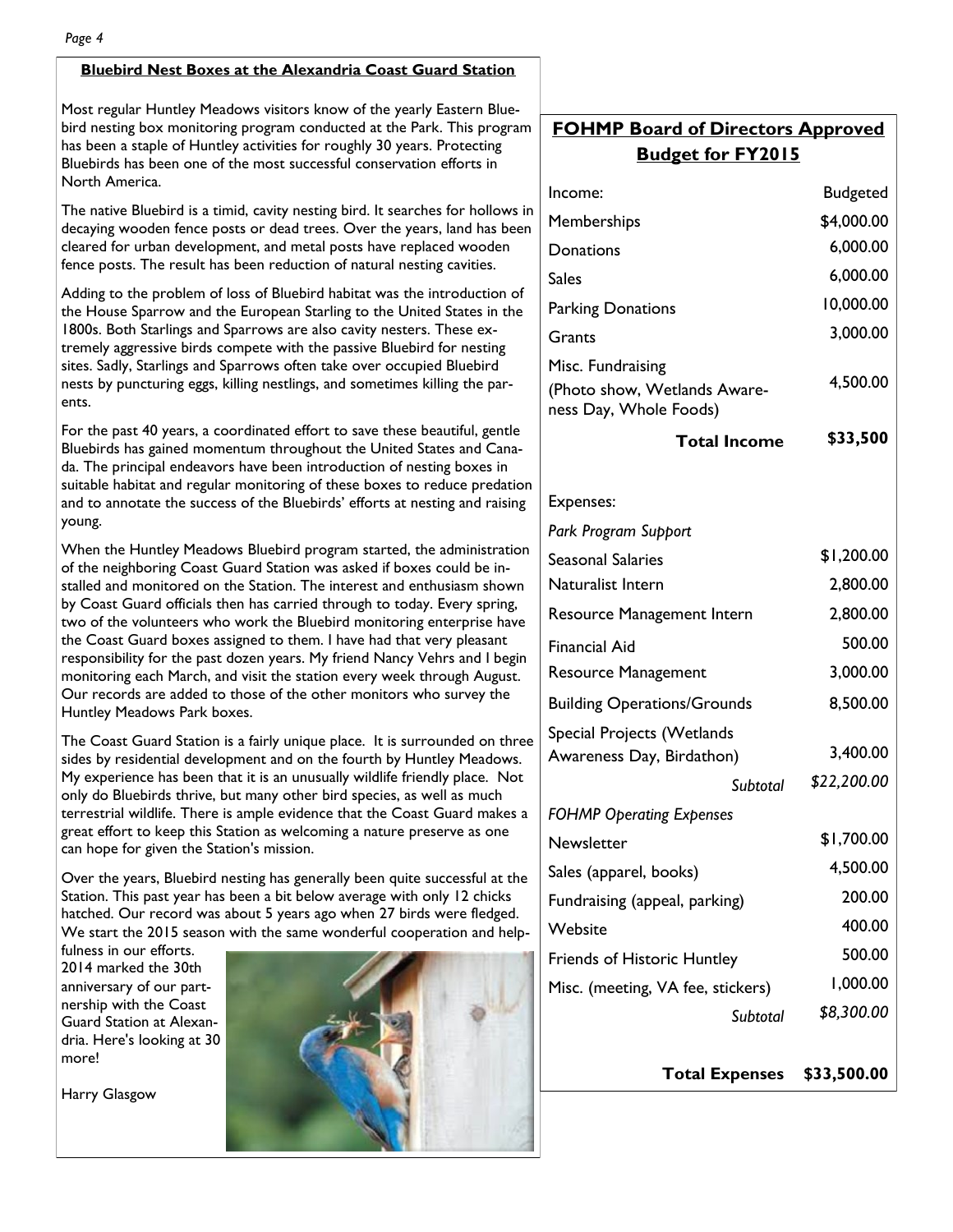## Bluebird Nest Boxes at the Alexandria Coast Guard Station

Most regular Huntley Meadows visitors know of the yearly Eastern Bluebird nesting box monitoring program conducted at the Park. This program has been a staple of Huntley activities for roughly 30 years. Protecting Bluebirds has been one of the most successful conservation efforts in North America.

The native Bluebird is a timid, cavity nesting bird. It searches for hollows in decaying wooden fence posts or dead trees. Over the years, land has been cleared for urban development, and metal posts have replaced wooden fence posts. The result has been reduction of natural nesting cavities.

Adding to the problem of loss of Bluebird habitat was the introduction of the House Sparrow and the European Starling to the United States in the 1800s. Both Starlings and Sparrows are also cavity nesters. These extremely aggressive birds compete with the passive Bluebird for nesting sites. Sadly, Starlings and Sparrows often take over occupied Bluebird nests by puncturing eggs, killing nestlings, and sometimes killing the parents.

For the past 40 years, a coordinated effort to save these beautiful, gentle Bluebirds has gained momentum throughout the United States and Canada. The principal endeavors have been introduction of nesting boxes in suitable habitat and regular monitoring of these boxes to reduce predation and to annotate the success of the Bluebirds' efforts at nesting and raising young.

When the Huntley Meadows Bluebird program started, the administration of the neighboring Coast Guard Station was asked if boxes could be installed and monitored on the Station. The interest and enthusiasm shown by Coast Guard officials then has carried through to today. Every spring, two of the volunteers who work the Bluebird monitoring enterprise have the Coast Guard boxes assigned to them. I have had that very pleasant responsibility for the past dozen years. My friend Nancy Vehrs and I begin monitoring each March, and visit the station every week through August. Our records are added to those of the other monitors who survey the Huntley Meadows Park boxes.

The Coast Guard Station is a fairly unique place. It is surrounded on three sides by residential development and on the fourth by Huntley Meadows. My experience has been that it is an unusually wildlife friendly place. Not only do Bluebirds thrive, but many other bird species, as well as much terrestrial wildlife. There is ample evidence that the Coast Guard makes a great effort to keep this Station as welcoming a nature preserve as one can hope for given the Station's mission.

Over the years, Bluebird nesting has generally been quite successful at the Station. This past year has been a bit below average with only 12 chicks hatched. Our record was about 5 years ago when 27 birds were fledged. We start the 2015 season with the same wonderful cooperation and helpfulness in our efforts. 2014 marked the 30th anniversary of our partnership with the Coast Guard Station at Alexandria. Here's looking at 30 more!

Harry Glasgow

## FOHMP Board of Directors Approved Budget for FY2015

| Income: | Budgeted |
|---|---|
| Memberships | $4,000.00 |
| Donations | 6,000.00 |
| Sales | 6,000.00 |
| Parking Donations | 10,000.00 |
| Grants | 3,000.00 |
| Misc. Fundraising (Photo show, Wetlands Awareness Day, Whole Foods) | 4,500.00 |
| **Total Income** | **$33,500** |

| Expenses: | |
|---|---|
| *Park Program Support* | |
| Seasonal Salaries | $1,200.00 |
| Naturalist Intern | 2,800.00 |
| Resource Management Intern | 2,800.00 |
| Financial Aid | 500.00 |
| Resource Management | 3,000.00 |
| Building Operations/Grounds | 8,500.00 |
| Special Projects (Wetlands Awareness Day, Birdathon) | 3,400.00 |
| *Subtotal* | *$22,200.00* |
| *FOHMP Operating Expenses* | |
| Newsletter | $1,700.00 |
| Sales (apparel, books) | 4,500.00 |
| Fundraising (appeal, parking) | 200.00 |
| Website | 400.00 |
| Friends of Historic Huntley | 500.00 |
| Misc. (meeting, VA fee, stickers) | 1,000.00 |
| *Subtotal* | *$8,300.00* |
| **Total Expenses** | **$33,500.00** |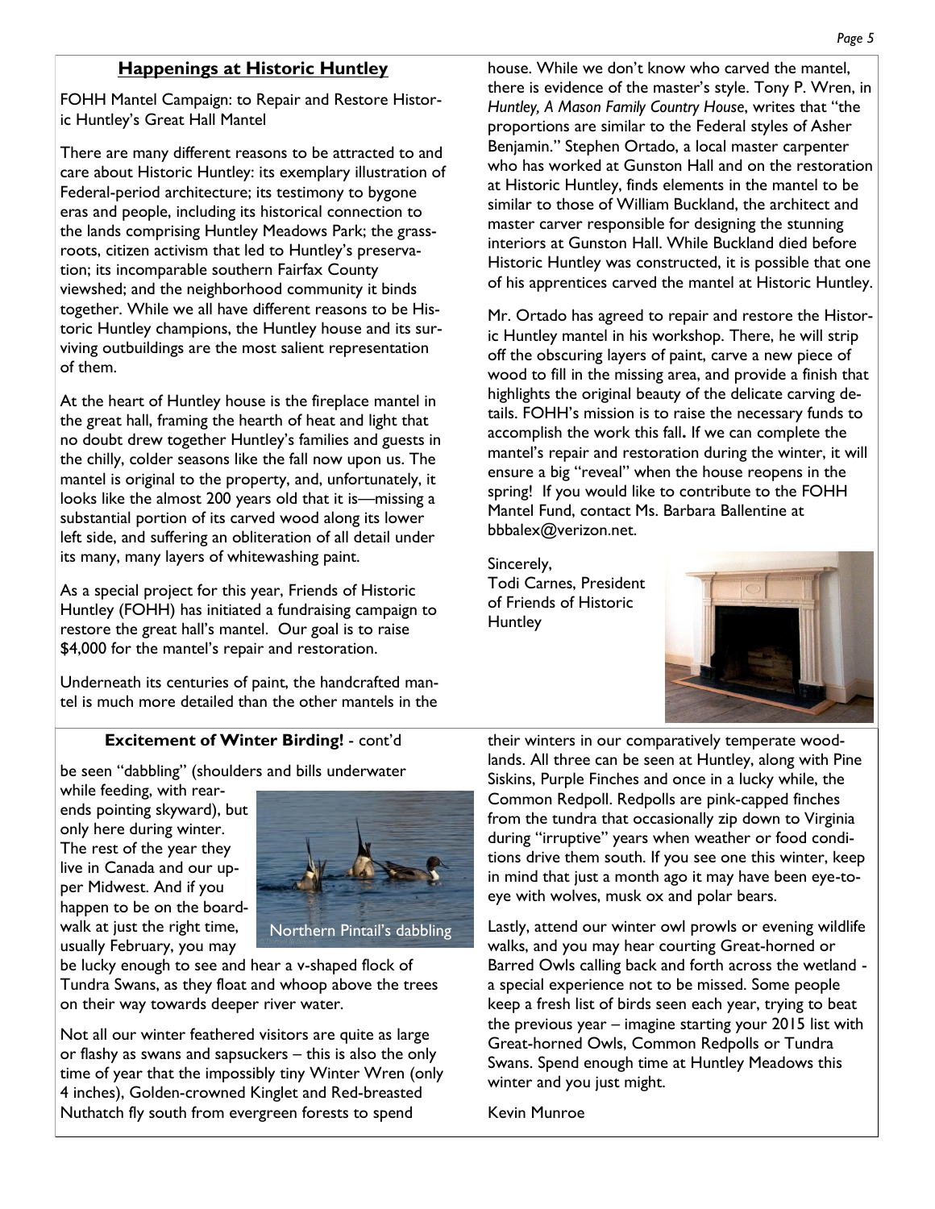## Happenings at Historic Huntley

FOHH Mantel Campaign: to Repair and Restore Historic Huntley's Great Hall Mantel

There are many different reasons to be attracted to and care about Historic Huntley: its exemplary illustration of Federal-period architecture; its testimony to bygone eras and people, including its historical connection to the lands comprising Huntley Meadows Park; the grassroots, citizen activism that led to Huntley's preservation; its incomparable southern Fairfax County viewshed; and the neighborhood community it binds together. While we all have different reasons to be Historic Huntley champions, the Huntley house and its surviving outbuildings are the most salient representation of them.

At the heart of Huntley house is the fireplace mantel in the great hall, framing the hearth of heat and light that no doubt drew together Huntley's families and guests in the chilly, colder seasons like the fall now upon us. The mantel is original to the property, and, unfortunately, it looks like the almost 200 years old that it is—missing a substantial portion of its carved wood along its lower left side, and suffering an obliteration of all detail under its many, many layers of whitewashing paint.

As a special project for this year, Friends of Historic Huntley (FOHH) has initiated a fundraising campaign to restore the great hall's mantel. Our goal is to raise $4,000 for the mantel's repair and restoration.

Underneath its centuries of paint, the handcrafted mantel is much more detailed than the other mantels in the house. While we don't know who carved the mantel, there is evidence of the master's style. Tony P. Wren, in *Huntley, A Mason Family Country House*, writes that "the proportions are similar to the Federal styles of Asher Benjamin." Stephen Ortado, a local master carpenter who has worked at Gunston Hall and on the restoration at Historic Huntley, finds elements in the mantel to be similar to those of William Buckland, the architect and master carver responsible for designing the stunning interiors at Gunston Hall. While Buckland died before Historic Huntley was constructed, it is possible that one of his apprentices carved the mantel at Historic Huntley.

Mr. Ortado has agreed to repair and restore the Historic Huntley mantel in his workshop. There, he will strip off the obscuring layers of paint, carve a new piece of wood to fill in the missing area, and provide a finish that highlights the original beauty of the delicate carving details. FOHH's mission is to raise the necessary funds to accomplish the work this fall. If we can complete the mantel's repair and restoration during the winter, it will ensure a big "reveal" when the house reopens in the spring! If you would like to contribute to the FOHH Mantel Fund, contact Ms. Barbara Ballentine at bbbalex@verizon.net.

Sincerely,
Todi Carnes, President of Friends of Historic Huntley

### Excitement of Winter Birding! - cont'd

be seen "dabbling" (shoulders and bills underwater while feeding, with rear-ends pointing skyward), but only here during winter. The rest of the year they live in Canada and our upper Midwest. And if you happen to be on the boardwalk at just the right time, usually February, you may be lucky enough to see and hear a v-shaped flock of Tundra Swans, as they float and whoop above the trees on their way towards deeper river water.

Northern Pintail's dabbling

Not all our winter feathered visitors are quite as large or flashy as swans and sapsuckers – this is also the only time of year that the impossibly tiny Winter Wren (only 4 inches), Golden-crowned Kinglet and Red-breasted Nuthatch fly south from evergreen forests to spend their winters in our comparatively temperate woodlands. All three can be seen at Huntley, along with Pine Siskins, Purple Finches and once in a lucky while, the Common Redpoll. Redpolls are pink-capped finches from the tundra that occasionally zip down to Virginia during "irruptive" years when weather or food conditions drive them south. If you see one this winter, keep in mind that just a month ago it may have been eye-to-eye with wolves, musk ox and polar bears.

Lastly, attend our winter owl prowls or evening wildlife walks, and you may hear courting Great-horned or Barred Owls calling back and forth across the wetland - a special experience not to be missed. Some people keep a fresh list of birds seen each year, trying to beat the previous year – imagine starting your 2015 list with Great-horned Owls, Common Redpolls or Tundra Swans. Spend enough time at Huntley Meadows this winter and you just might.

Kevin Munroe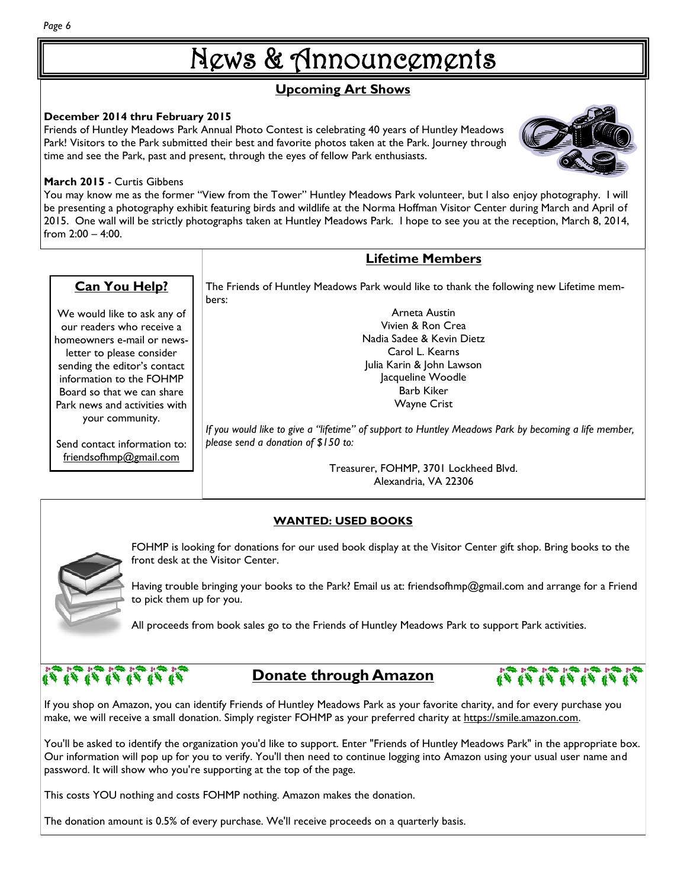# News & Announcements

## Upcoming Art Shows

**December 2014 thru February 2015**

Friends of Huntley Meadows Park Annual Photo Contest is celebrating 40 years of Huntley Meadows Park! Visitors to the Park submitted their best and favorite photos taken at the Park. Journey through time and see the Park, past and present, through the eyes of fellow Park enthusiasts.

**March 2015** - Curtis Gibbens

You may know me as the former "View from the Tower" Huntley Meadows Park volunteer, but I also enjoy photography. I will be presenting a photography exhibit featuring birds and wildlife at the Norma Hoffman Visitor Center during March and April of 2015. One wall will be strictly photographs taken at Huntley Meadows Park. I hope to see you at the reception, March 8, 2014, from 2:00 – 4:00.

## Can You Help?

We would like to ask any of our readers who receive a homeowners e-mail or newsletter to please consider sending the editor's contact information to the FOHMP Board so that we can share Park news and activities with your community.

Send contact information to: friendsofhmp@gmail.com

## Lifetime Members

The Friends of Huntley Meadows Park would like to thank the following new Lifetime members:

Arneta Austin
Vivien & Ron Crea
Nadia Sadee & Kevin Dietz
Carol L. Kearns
Julia Karin & John Lawson
Jacqueline Woodle
Barb Kiker
Wayne Crist

*If you would like to give a "lifetime" of support to Huntley Meadows Park by becoming a life member, please send a donation of $150 to:*

Treasurer, FOHMP, 3701 Lockheed Blvd.
Alexandria, VA 22306

## WANTED: USED BOOKS

FOHMP is looking for donations for our used book display at the Visitor Center gift shop. Bring books to the front desk at the Visitor Center.

Having trouble bringing your books to the Park? Email us at: friendsofhmp@gmail.com and arrange for a Friend to pick them up for you.

All proceeds from book sales go to the Friends of Huntley Meadows Park to support Park activities.

## Donate through Amazon

If you shop on Amazon, you can identify Friends of Huntley Meadows Park as your favorite charity, and for every purchase you make, we will receive a small donation. Simply register FOHMP as your preferred charity at https://smile.amazon.com.

You'll be asked to identify the organization you'd like to support. Enter "Friends of Huntley Meadows Park" in the appropriate box. Our information will pop up for you to verify. You'll then need to continue logging into Amazon using your usual user name and password. It will show who you're supporting at the top of the page.

This costs YOU nothing and costs FOHMP nothing. Amazon makes the donation.

The donation amount is 0.5% of every purchase. We'll receive proceeds on a quarterly basis.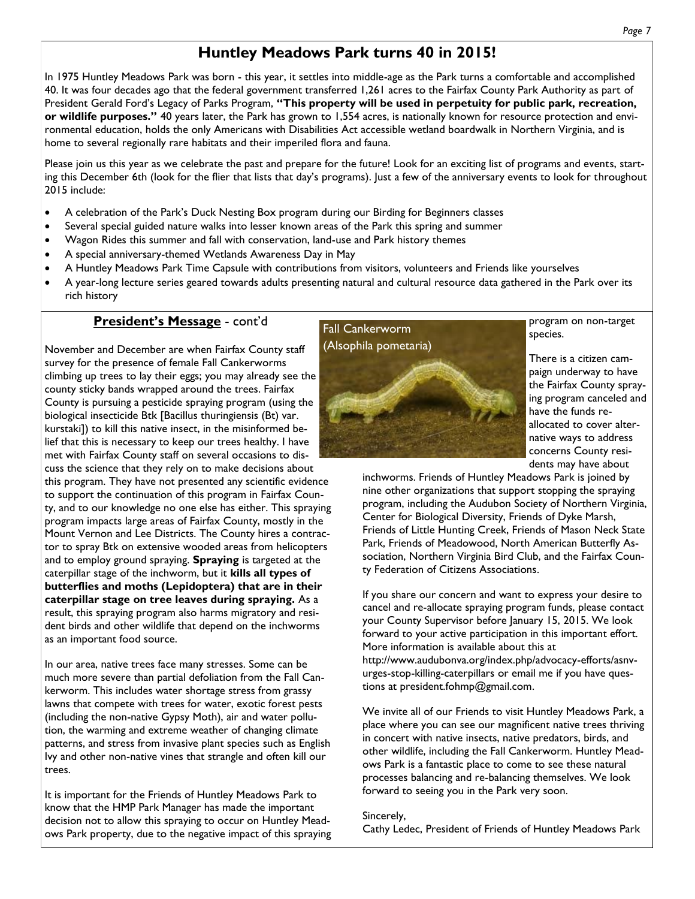# Huntley Meadows Park turns 40 in 2015!

In 1975 Huntley Meadows Park was born - this year, it settles into middle-age as the Park turns a comfortable and accomplished 40. It was four decades ago that the federal government transferred 1,261 acres to the Fairfax County Park Authority as part of President Gerald Ford's Legacy of Parks Program, **"This property will be used in perpetuity for public park, recreation, or wildlife purposes."** 40 years later, the Park has grown to 1,554 acres, is nationally known for resource protection and environmental education, holds the only Americans with Disabilities Act accessible wetland boardwalk in Northern Virginia, and is home to several regionally rare habitats and their imperiled flora and fauna.

Please join us this year as we celebrate the past and prepare for the future! Look for an exciting list of programs and events, starting this December 6th (look for the flier that lists that day's programs). Just a few of the anniversary events to look for throughout 2015 include:

- A celebration of the Park's Duck Nesting Box program during our Birding for Beginners classes
- Several special guided nature walks into lesser known areas of the Park this spring and summer
- Wagon Rides this summer and fall with conservation, land-use and Park history themes
- A special anniversary-themed Wetlands Awareness Day in May
- A Huntley Meadows Park Time Capsule with contributions from visitors, volunteers and Friends like yourselves
- A year-long lecture series geared towards adults presenting natural and cultural resource data gathered in the Park over its rich history

## President's Message - cont'd

November and December are when Fairfax County staff survey for the presence of female Fall Cankerworms climbing up trees to lay their eggs; you may already see the county sticky bands wrapped around the trees. Fairfax County is pursuing a pesticide spraying program (using the biological insecticide Btk [Bacillus thuringiensis (Bt) var. kurstaki]) to kill this native insect, in the misinformed belief that this is necessary to keep our trees healthy. I have met with Fairfax County staff on several occasions to discuss the science that they rely on to make decisions about this program. They have not presented any scientific evidence to support the continuation of this program in Fairfax County, and to our knowledge no one else has either. This spraying program impacts large areas of Fairfax County, mostly in the Mount Vernon and Lee Districts. The County hires a contractor to spray Btk on extensive wooded areas from helicopters and to employ ground spraying. **Spraying** is targeted at the caterpillar stage of the inchworm, but it **kills all types of butterflies and moths (Lepidoptera) that are in their caterpillar stage on tree leaves during spraying.** As a result, this spraying program also harms migratory and resident birds and other wildlife that depend on the inchworms as an important food source.

In our area, native trees face many stresses. Some can be much more severe than partial defoliation from the Fall Cankerworm. This includes water shortage stress from grassy lawns that compete with trees for water, exotic forest pests (including the non-native Gypsy Moth), air and water pollution, the warming and extreme weather of changing climate patterns, and stress from invasive plant species such as English Ivy and other non-native vines that strangle and often kill our trees.

It is important for the Friends of Huntley Meadows Park to know that the HMP Park Manager has made the important decision not to allow this spraying to occur on Huntley Meadows Park property, due to the negative impact of this spraying program on non-target species.

Fall Cankerworm (Alsophila pometaria)

There is a citizen campaign underway to have the Fairfax County spraying program canceled and have the funds re-allocated to cover alternative ways to address concerns County residents may have about inchworms. Friends of Huntley Meadows Park is joined by nine other organizations that support stopping the spraying program, including the Audubon Society of Northern Virginia, Center for Biological Diversity, Friends of Dyke Marsh, Friends of Little Hunting Creek, Friends of Mason Neck State Park, Friends of Meadowood, North American Butterfly Association, Northern Virginia Bird Club, and the Fairfax County Federation of Citizens Associations.

If you share our concern and want to express your desire to cancel and re-allocate spraying program funds, please contact your County Supervisor before January 15, 2015. We look forward to your active participation in this important effort. More information is available about this at http://www.audubonva.org/index.php/advocacy-efforts/asnv-urges-stop-killing-caterpillars or email me if you have questions at president.fohmp@gmail.com.

We invite all of our Friends to visit Huntley Meadows Park, a place where you can see our magnificent native trees thriving in concert with native insects, native predators, birds, and other wildlife, including the Fall Cankerworm. Huntley Meadows Park is a fantastic place to come to see these natural processes balancing and re-balancing themselves. We look forward to seeing you in the Park very soon.

Sincerely,

Cathy Ledec, President of Friends of Huntley Meadows Park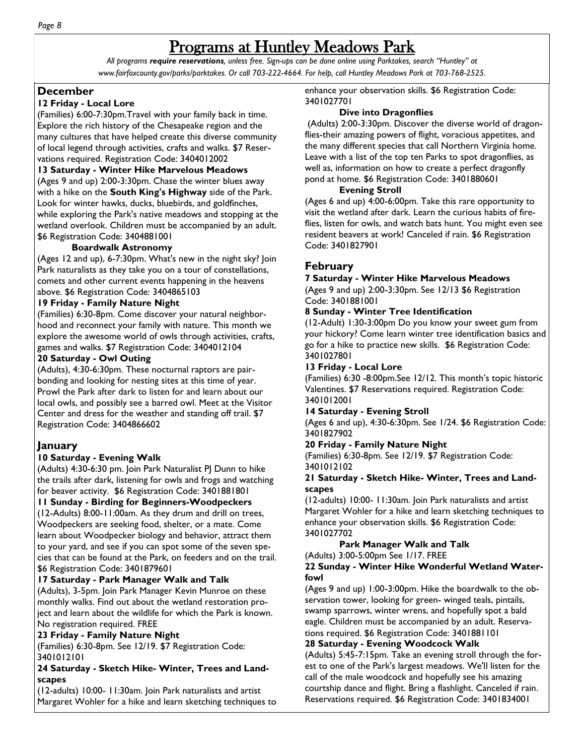# Programs at Huntley Meadows Park

*All programs **require reservations**, unless free. Sign-ups can be done online using Parktakes, search "Huntley" at www.fairfaxcounty.gov/parks/parktakes. Or call 703-222-4664. For help, call Huntley Meadows Park at 703-768-2525.*

## December

**12 Friday - Local Lore**

(Families) 6:00-7:30pm.Travel with your family back in time. Explore the rich history of the Chesapeake region and the many cultures that have helped create this diverse community of local legend through activities, crafts and walks. $7 Reservations required. Registration Code: 3404012002

**13 Saturday - Winter Hike Marvelous Meadows**

(Ages 9 and up) 2:00-3:30pm. Chase the winter blues away with a hike on the **South King's Highway** side of the Park. Look for winter hawks, ducks, bluebirds, and goldfinches, while exploring the Park's native meadows and stopping at the wetland overlook. Children must be accompanied by an adult. $6 Registration Code: 3404881001

**Boardwalk Astronomy**

(Ages 12 and up), 6-7:30pm. What's new in the night sky? Join Park naturalists as they take you on a tour of constellations, comets and other current events happening in the heavens above. $6 Registration Code: 3404865103

**19 Friday - Family Nature Night**

(Families) 6:30-8pm. Come discover your natural neighborhood and reconnect your family with nature. This month we explore the awesome world of owls through activities, crafts, games and walks. $7 Registration Code: 3404012104

**20 Saturday - Owl Outing**

(Adults), 4:30-6:30pm. These nocturnal raptors are pair-bonding and looking for nesting sites at this time of year. Prowl the Park after dark to listen for and learn about our local owls, and possibly see a barred owl. Meet at the Visitor Center and dress for the weather and standing off trail. $7 Registration Code: 3404866602

## January

**10 Saturday - Evening Walk**

(Adults) 4:30-6:30 pm. Join Park Naturalist PJ Dunn to hike the trails after dark, listening for owls and frogs and watching for beaver activity. $6 Registration Code: 3401881801

**11 Sunday - Birding for Beginners-Woodpeckers**

(12-Adults) 8:00-11:00am. As they drum and drill on trees, Woodpeckers are seeking food, shelter, or a mate. Come learn about Woodpecker biology and behavior, attract them to your yard, and see if you can spot some of the seven species that can be found at the Park, on feeders and on the trail. $6 Registration Code: 3401879601

**17 Saturday - Park Manager Walk and Talk**

(Adults), 3-5pm. Join Park Manager Kevin Munroe on these monthly walks. Find out about the wetland restoration project and learn about the wildlife for which the Park is known. No registration required. FREE

**23 Friday - Family Nature Night**

(Families) 6:30-8pm. See 12/19. $7 Registration Code: 3401012101

**24 Saturday - Sketch Hike- Winter, Trees and Landscapes**

(12-adults) 10:00- 11:30am. Join Park naturalists and artist Margaret Wohler for a hike and learn sketching techniques to enhance your observation skills. $6 Registration Code: 3401027701

**Dive into Dragonflies**

(Adults) 2:00-3:30pm. Discover the diverse world of dragonflies-their amazing powers of flight, voracious appetites, and the many different species that call Northern Virginia home. Leave with a list of the top ten Parks to spot dragonflies, as well as, information on how to create a perfect dragonfly pond at home. $6 Registration Code: 3401880601

**Evening Stroll**

(Ages 6 and up) 4:00-6:00pm. Take this rare opportunity to visit the wetland after dark. Learn the curious habits of fireflies, listen for owls, and watch bats hunt. You might even see resident beavers at work! Canceled if rain. $6 Registration Code: 3401827901

## February

**7 Saturday - Winter Hike Marvelous Meadows**

(Ages 9 and up) 2:00-3:30pm. See 12/13 $6 Registration Code: 3401881001

**8 Sunday - Winter Tree Identification**

(12-Adult) 1:30-3:00pm Do you know your sweet gum from your hickory? Come learn winter tree identification basics and go for a hike to practice new skills. $6 Registration Code: 3401027801

**13 Friday - Local Lore**

(Families) 6:30 -8:00pm.See 12/12. This month's topic historic Valentines. $7 Reservations required. Registration Code: 3401012001

**14 Saturday - Evening Stroll**

(Ages 6 and up), 4:30-6:30pm. See 1/24. $6 Registration Code: 3401827902

**20 Friday - Family Nature Night**

(Families) 6:30-8pm. See 12/19. $7 Registration Code: 3401012102

**21 Saturday - Sketch Hike- Winter, Trees and Landscapes**

(12-adults) 10:00- 11:30am. Join Park naturalists and artist Margaret Wohler for a hike and learn sketching techniques to enhance your observation skills. $6 Registration Code: 3401027702

**Park Manager Walk and Talk**

(Adults) 3:00-5:00pm See 1/17. FREE

**22 Sunday - Winter Hike Wonderful Wetland Waterfowl**

(Ages 9 and up) 1:00-3:00pm. Hike the boardwalk to the observation tower, looking for green- winged teals, pintails, swamp sparrows, winter wrens, and hopefully spot a bald eagle. Children must be accompanied by an adult. Reservations required. $6 Registration Code: 3401881101

**28 Saturday - Evening Woodcock Walk**

(Adults) 5:45-7:15pm. Take an evening stroll through the forest to one of the Park's largest meadows. We'll listen for the call of the male woodcock and hopefully see his amazing courtship dance and flight. Bring a flashlight. Canceled if rain. Reservations required. $6 Registration Code: 3401834001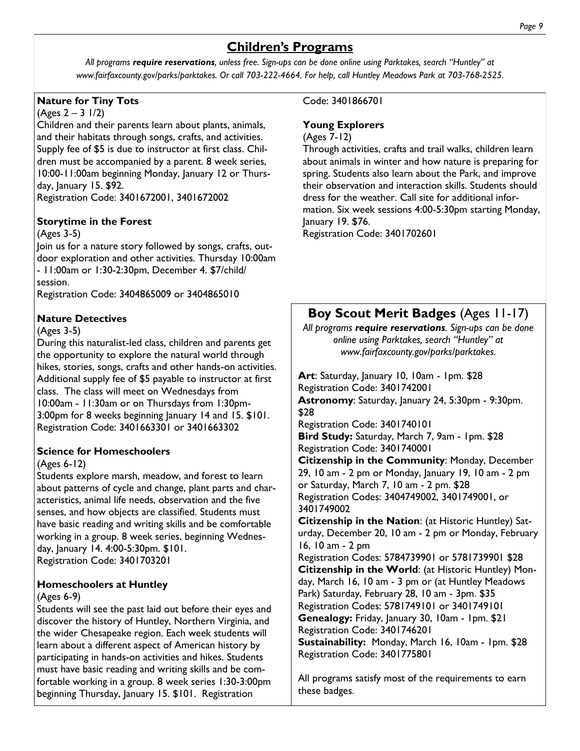## Children's Programs

*All programs **require reservations**, unless free. Sign-ups can be done online using Parktakes, search "Huntley" at www.fairfaxcounty.gov/parks/parktakes. Or call 703-222-4664. For help, call Huntley Meadows Park at 703-768-2525.*

### Nature for Tiny Tots

(Ages 2 – 3 1/2)

Children and their parents learn about plants, animals, and their habitats through songs, crafts, and activities. Supply fee of $5 is due to instructor at first class. Children must be accompanied by a parent. 8 week series, 10:00-11:00am beginning Monday, January 12 or Thursday, January 15. $92.

Registration Code: 3401672001, 3401672002

### Storytime in the Forest

(Ages 3-5)

Join us for a nature story followed by songs, crafts, outdoor exploration and other activities. Thursday 10:00am - 11:00am or 1:30-2:30pm, December 4. $7/child/session.

Registration Code: 3404865009 or 3404865010

### Nature Detectives

(Ages 3-5)

During this naturalist-led class, children and parents get the opportunity to explore the natural world through hikes, stories, songs, crafts and other hands-on activities. Additional supply fee of $5 payable to instructor at first class. The class will meet on Wednesdays from 10:00am - 11:30am or on Thursdays from 1:30pm-3:00pm for 8 weeks beginning January 14 and 15. $101.

Registration Code: 3401663301 or 3401663302

### Science for Homeschoolers

(Ages 6-12)

Students explore marsh, meadow, and forest to learn about patterns of cycle and change, plant parts and characteristics, animal life needs, observation and the five senses, and how objects are classified. Students must have basic reading and writing skills and be comfortable working in a group. 8 week series, beginning Wednesday, January 14. 4:00-5:30pm. $101.

Registration Code: 3401703201

### Homeschoolers at Huntley

(Ages 6-9)

Students will see the past laid out before their eyes and discover the history of Huntley, Northern Virginia, and the wider Chesapeake region. Each week students will learn about a different aspect of American history by participating in hands-on activities and hikes. Students must have basic reading and writing skills and be comfortable working in a group. 8 week series 1:30-3:00pm beginning Thursday, January 15. $101. Registration Code: 3401866701

### Young Explorers

(Ages 7-12)

Through activities, crafts and trail walks, children learn about animals in winter and how nature is preparing for spring. Students also learn about the Park, and improve their observation and interaction skills. Students should dress for the weather. Call site for additional information. Six week sessions 4:00-5:30pm starting Monday, January 19. $76.

Registration Code: 3401702601

## Boy Scout Merit Badges (Ages 11-17)

*All programs **require reservations**. Sign-ups can be done online using Parktakes, search "Huntley" at www.fairfaxcounty.gov/parks/parktakes.*

**Art**: Saturday, January 10, 10am - 1pm. $28
Registration Code: 3401742001

**Astronomy**: Saturday, January 24, 5:30pm - 9:30pm. $28
Registration Code: 3401740101

**Bird Study:** Saturday, March 7, 9am - 1pm. $28
Registration Code: 3401740001

**Citizenship in the Community**: Monday, December 29, 10 am - 2 pm or Monday, January 19, 10 am - 2 pm or Saturday, March 7, 10 am - 2 pm. $28
Registration Codes: 3404749002, 3401749001, or 3401749002

**Citizenship in the Nation**: (at Historic Huntley) Saturday, December 20, 10 am - 2 pm or Monday, February 16, 10 am - 2 pm
Registration Codes: 5784739901 or 5781739901 $28

**Citizenship in the World**: (at Historic Huntley) Monday, March 16, 10 am - 3 pm or (at Huntley Meadows Park) Saturday, February 28, 10 am - 3pm. $35
Registration Codes: 5781749101 or 3401749101

**Genealogy:** Friday, January 30, 10am - 1pm. $21
Registration Code: 3401746201

**Sustainability:** Monday, March 16, 10am - 1pm. $28
Registration Code: 3401775801

All programs satisfy most of the requirements to earn these badges.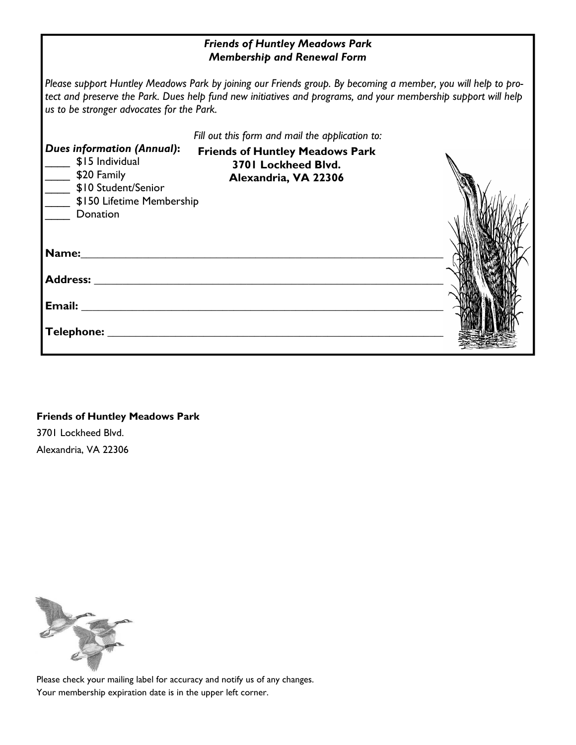***Friends of Huntley Meadows Park***
***Membership and Renewal Form***

*Please support Huntley Meadows Park by joining our Friends group. By becoming a member, you will help to protect and preserve the Park. Dues help fund new initiatives and programs, and your membership support will help us to be stronger advocates for the Park.*

*Fill out this form and mail the application to:*

**Friends of Huntley Meadows Park**
**3701 Lockheed Blvd.**
**Alexandria, VA 22306**

***Dues information (Annual)*:**

____ $15 Individual
____ $20 Family
____ $10 Student/Senior
____ $150 Lifetime Membership
____ Donation

**Name:**_______________________________________________

**Address:** _______________________________________________

**Email:** _______________________________________________

**Telephone:** _______________________________________________

**Friends of Huntley Meadows Park**
3701 Lockheed Blvd.
Alexandria, VA 22306

Please check your mailing label for accuracy and notify us of any changes.
Your membership expiration date is in the upper left corner.